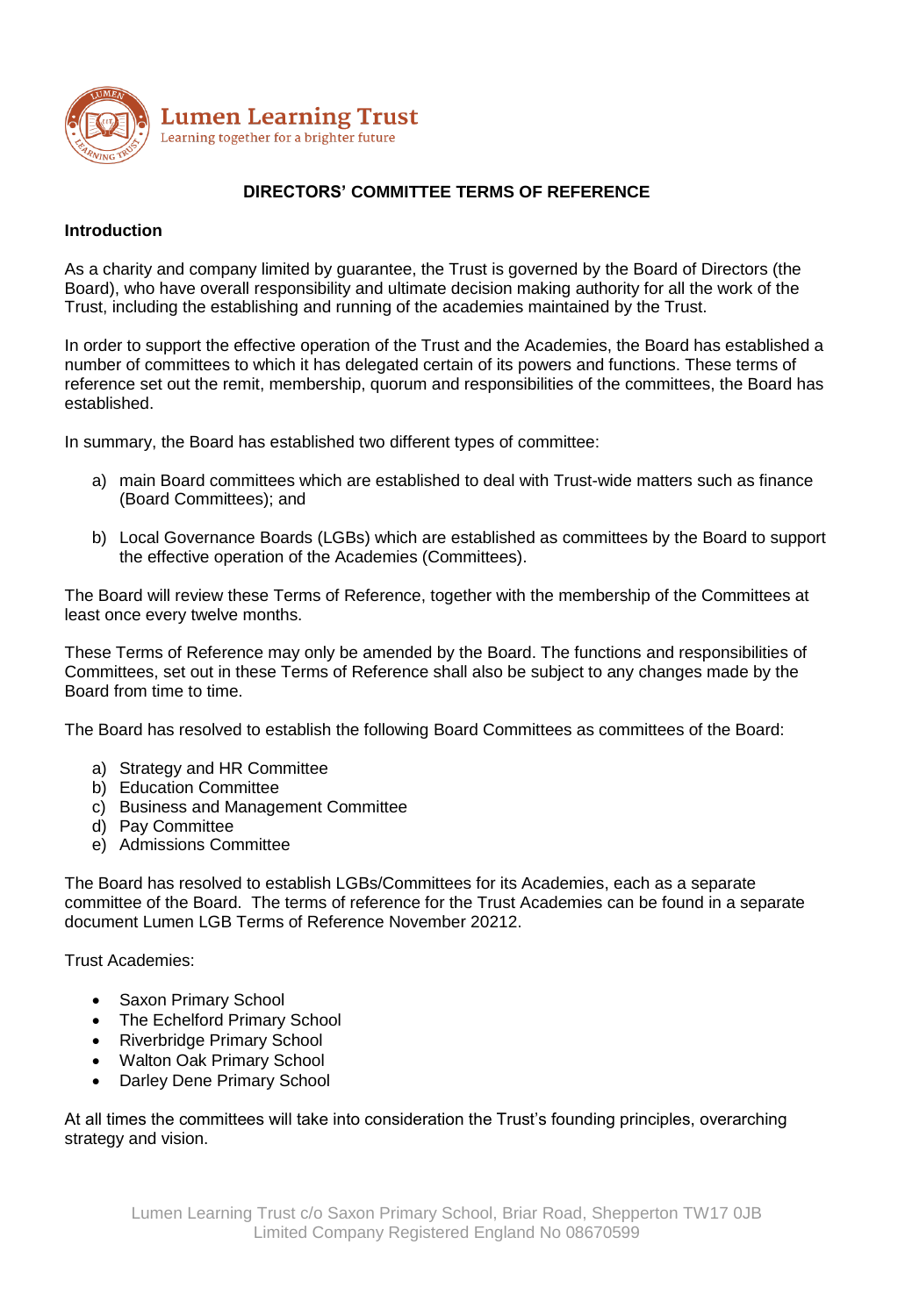Lumen Learning Trust
Learning together for a brighter future

# DIRECTORS' COMMITTEE TERMS OF REFERENCE

## Introduction

As a charity and company limited by guarantee, the Trust is governed by the Board of Directors (the Board), who have overall responsibility and ultimate decision making authority for all the work of the Trust, including the establishing and running of the academies maintained by the Trust.

In order to support the effective operation of the Trust and the Academies, the Board has established a number of committees to which it has delegated certain of its powers and functions. These terms of reference set out the remit, membership, quorum and responsibilities of the committees, the Board has established.

In summary, the Board has established two different types of committee:

a) main Board committees which are established to deal with Trust-wide matters such as finance (Board Committees); and

b) Local Governance Boards (LGBs) which are established as committees by the Board to support the effective operation of the Academies (Committees).

The Board will review these Terms of Reference, together with the membership of the Committees at least once every twelve months.

These Terms of Reference may only be amended by the Board. The functions and responsibilities of Committees, set out in these Terms of Reference shall also be subject to any changes made by the Board from time to time.

The Board has resolved to establish the following Board Committees as committees of the Board:

a) Strategy and HR Committee
b) Education Committee
c) Business and Management Committee
d) Pay Committee
e) Admissions Committee

The Board has resolved to establish LGBs/Committees for its Academies, each as a separate committee of the Board. The terms of reference for the Trust Academies can be found in a separate document Lumen LGB Terms of Reference November 20212.

Trust Academies:

- Saxon Primary School
- The Echelford Primary School
- Riverbridge Primary School
- Walton Oak Primary School
- Darley Dene Primary School

At all times the committees will take into consideration the Trust's founding principles, overarching strategy and vision.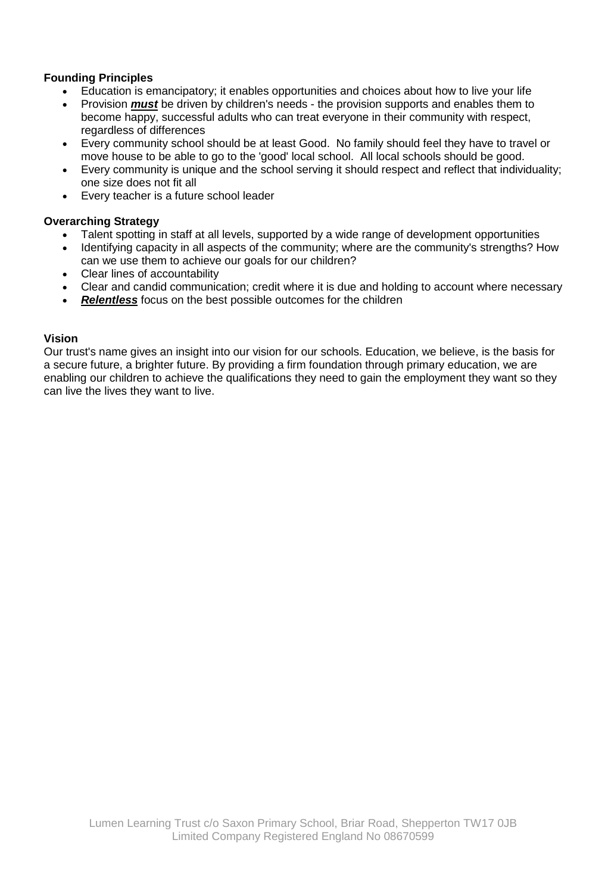**Founding Principles**

- Education is emancipatory; it enables opportunities and choices about how to live your life
- Provision ***must*** be driven by children's needs - the provision supports and enables them to become happy, successful adults who can treat everyone in their community with respect, regardless of differences
- Every community school should be at least Good. No family should feel they have to travel or move house to be able to go to the 'good' local school. All local schools should be good.
- Every community is unique and the school serving it should respect and reflect that individuality; one size does not fit all
- Every teacher is a future school leader

**Overarching Strategy**

- Talent spotting in staff at all levels, supported by a wide range of development opportunities
- Identifying capacity in all aspects of the community; where are the community's strengths? How can we use them to achieve our goals for our children?
- Clear lines of accountability
- Clear and candid communication; credit where it is due and holding to account where necessary
- ***Relentless*** focus on the best possible outcomes for the children

**Vision**

Our trust's name gives an insight into our vision for our schools. Education, we believe, is the basis for a secure future, a brighter future. By providing a firm foundation through primary education, we are enabling our children to achieve the qualifications they need to gain the employment they want so they can live the lives they want to live.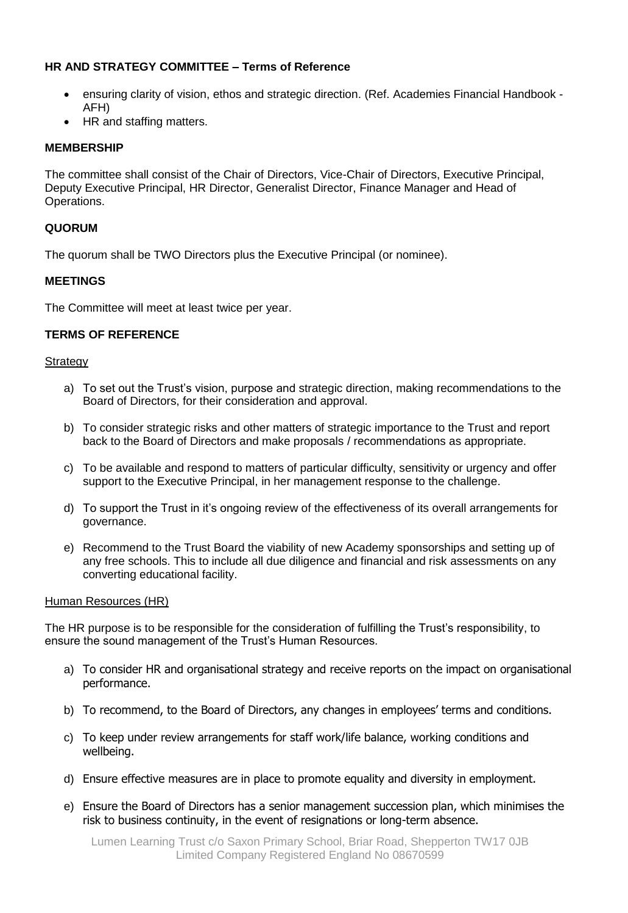**HR AND STRATEGY COMMITTEE – Terms of Reference**

- ensuring clarity of vision, ethos and strategic direction. (Ref. Academies Financial Handbook - AFH)
- HR and staffing matters.

**MEMBERSHIP**

The committee shall consist of the Chair of Directors, Vice-Chair of Directors, Executive Principal, Deputy Executive Principal, HR Director, Generalist Director, Finance Manager and Head of Operations.

**QUORUM**

The quorum shall be TWO Directors plus the Executive Principal (or nominee).

**MEETINGS**

The Committee will meet at least twice per year.

**TERMS OF REFERENCE**

Strategy

a) To set out the Trust's vision, purpose and strategic direction, making recommendations to the Board of Directors, for their consideration and approval.

b) To consider strategic risks and other matters of strategic importance to the Trust and report back to the Board of Directors and make proposals / recommendations as appropriate.

c) To be available and respond to matters of particular difficulty, sensitivity or urgency and offer support to the Executive Principal, in her management response to the challenge.

d) To support the Trust in it's ongoing review of the effectiveness of its overall arrangements for governance.

e) Recommend to the Trust Board the viability of new Academy sponsorships and setting up of any free schools. This to include all due diligence and financial and risk assessments on any converting educational facility.

Human Resources (HR)

The HR purpose is to be responsible for the consideration of fulfilling the Trust's responsibility, to ensure the sound management of the Trust's Human Resources.

a) To consider HR and organisational strategy and receive reports on the impact on organisational performance.

b) To recommend, to the Board of Directors, any changes in employees' terms and conditions.

c) To keep under review arrangements for staff work/life balance, working conditions and wellbeing.

d) Ensure effective measures are in place to promote equality and diversity in employment.

e) Ensure the Board of Directors has a senior management succession plan, which minimises the risk to business continuity, in the event of resignations or long-term absence.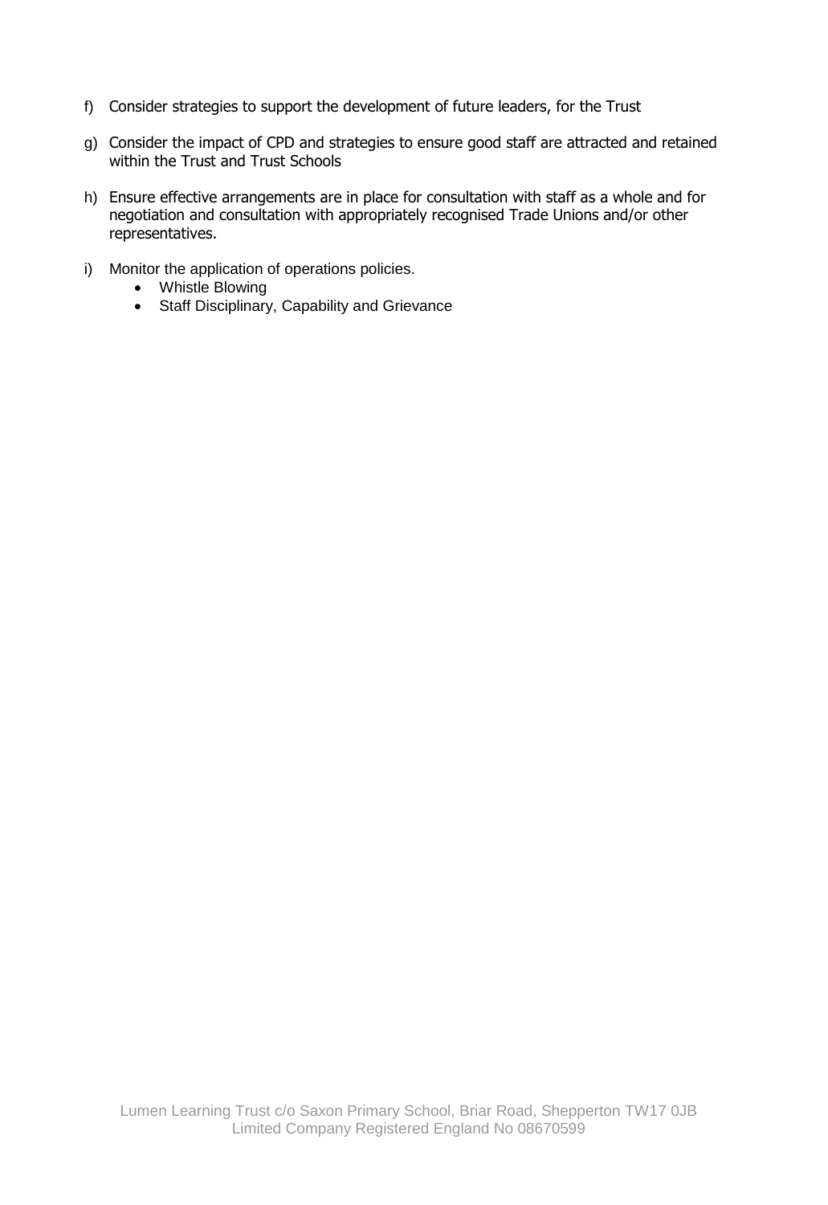f) Consider strategies to support the development of future leaders, for the Trust

g) Consider the impact of CPD and strategies to ensure good staff are attracted and retained within the Trust and Trust Schools

h) Ensure effective arrangements are in place for consultation with staff as a whole and for negotiation and consultation with appropriately recognised Trade Unions and/or other representatives.

i) Monitor the application of operations policies.
   - Whistle Blowing
   - Staff Disciplinary, Capability and Grievance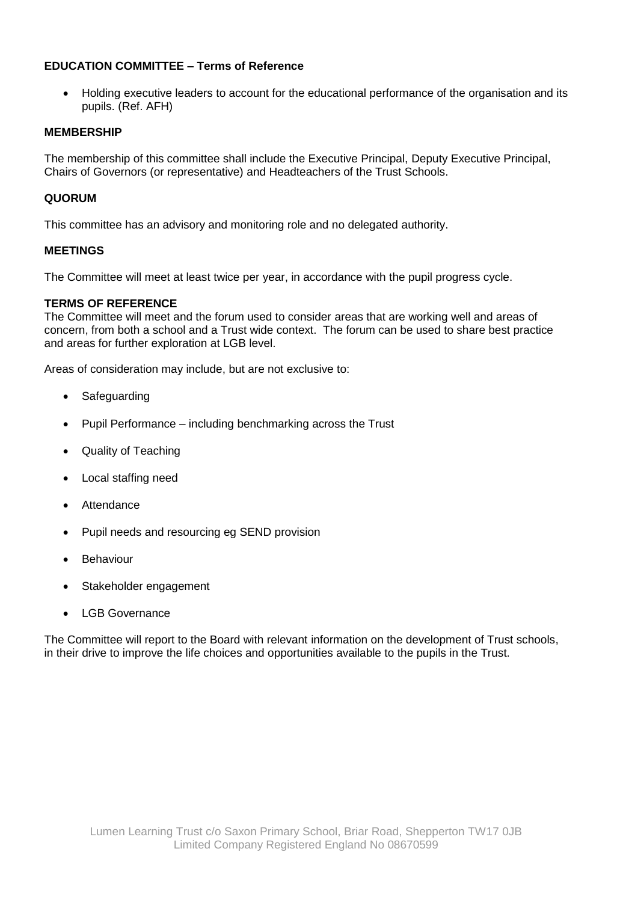**EDUCATION COMMITTEE – Terms of Reference**

- Holding executive leaders to account for the educational performance of the organisation and its pupils. (Ref. AFH)

**MEMBERSHIP**

The membership of this committee shall include the Executive Principal, Deputy Executive Principal, Chairs of Governors (or representative) and Headteachers of the Trust Schools.

**QUORUM**

This committee has an advisory and monitoring role and no delegated authority.

**MEETINGS**

The Committee will meet at least twice per year, in accordance with the pupil progress cycle.

**TERMS OF REFERENCE**

The Committee will meet and the forum used to consider areas that are working well and areas of concern, from both a school and a Trust wide context. The forum can be used to share best practice and areas for further exploration at LGB level.

Areas of consideration may include, but are not exclusive to:

- Safeguarding
- Pupil Performance – including benchmarking across the Trust
- Quality of Teaching
- Local staffing need
- Attendance
- Pupil needs and resourcing eg SEND provision
- Behaviour
- Stakeholder engagement
- LGB Governance

The Committee will report to the Board with relevant information on the development of Trust schools, in their drive to improve the life choices and opportunities available to the pupils in the Trust.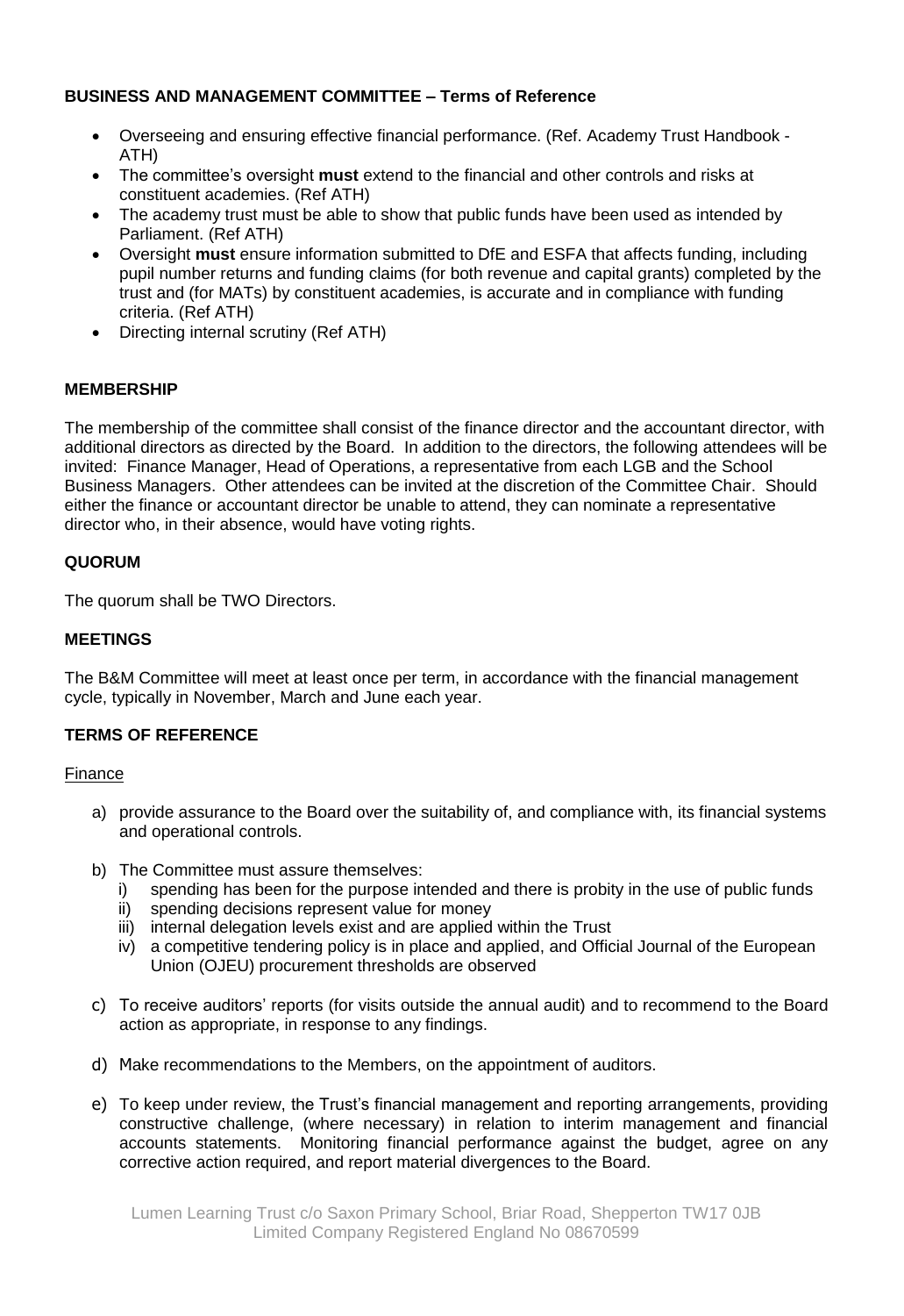**BUSINESS AND MANAGEMENT COMMITTEE – Terms of Reference**

- Overseeing and ensuring effective financial performance. (Ref. Academy Trust Handbook - ATH)
- The committee's oversight **must** extend to the financial and other controls and risks at constituent academies. (Ref ATH)
- The academy trust must be able to show that public funds have been used as intended by Parliament. (Ref ATH)
- Oversight **must** ensure information submitted to DfE and ESFA that affects funding, including pupil number returns and funding claims (for both revenue and capital grants) completed by the trust and (for MATs) by constituent academies, is accurate and in compliance with funding criteria. (Ref ATH)
- Directing internal scrutiny (Ref ATH)

**MEMBERSHIP**

The membership of the committee shall consist of the finance director and the accountant director, with additional directors as directed by the Board. In addition to the directors, the following attendees will be invited: Finance Manager, Head of Operations, a representative from each LGB and the School Business Managers. Other attendees can be invited at the discretion of the Committee Chair. Should either the finance or accountant director be unable to attend, they can nominate a representative director who, in their absence, would have voting rights.

**QUORUM**

The quorum shall be TWO Directors.

**MEETINGS**

The B&M Committee will meet at least once per term, in accordance with the financial management cycle, typically in November, March and June each year.

**TERMS OF REFERENCE**

Finance

a) provide assurance to the Board over the suitability of, and compliance with, its financial systems and operational controls.

b) The Committee must assure themselves:
   i) spending has been for the purpose intended and there is probity in the use of public funds
   ii) spending decisions represent value for money
   iii) internal delegation levels exist and are applied within the Trust
   iv) a competitive tendering policy is in place and applied, and Official Journal of the European Union (OJEU) procurement thresholds are observed

c) To receive auditors' reports (for visits outside the annual audit) and to recommend to the Board action as appropriate, in response to any findings.

d) Make recommendations to the Members, on the appointment of auditors.

e) To keep under review, the Trust's financial management and reporting arrangements, providing constructive challenge, (where necessary) in relation to interim management and financial accounts statements. Monitoring financial performance against the budget, agree on any corrective action required, and report material divergences to the Board.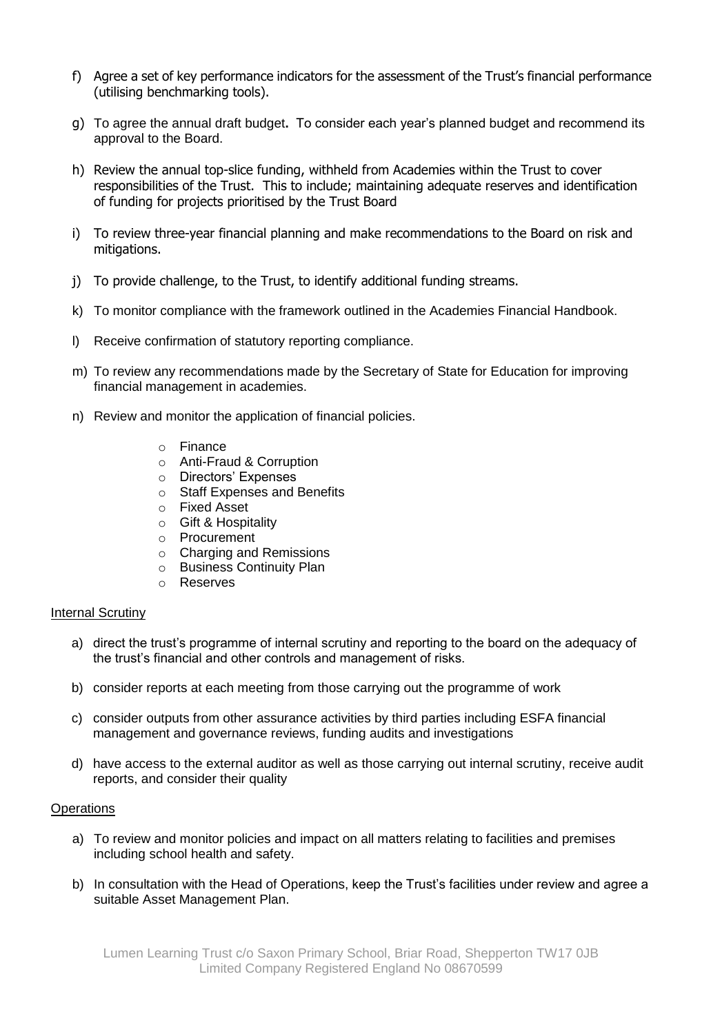f) Agree a set of key performance indicators for the assessment of the Trust's financial performance (utilising benchmarking tools).

g) To agree the annual draft budget**.** To consider each year's planned budget and recommend its approval to the Board.

h) Review the annual top-slice funding, withheld from Academies within the Trust to cover responsibilities of the Trust. This to include; maintaining adequate reserves and identification of funding for projects prioritised by the Trust Board

i) To review three-year financial planning and make recommendations to the Board on risk and mitigations.

j) To provide challenge, to the Trust, to identify additional funding streams.

k) To monitor compliance with the framework outlined in the Academies Financial Handbook.

l) Receive confirmation of statutory reporting compliance.

m) To review any recommendations made by the Secretary of State for Education for improving financial management in academies.

n) Review and monitor the application of financial policies.

   - Finance
   - Anti-Fraud & Corruption
   - Directors' Expenses
   - Staff Expenses and Benefits
   - Fixed Asset
   - Gift & Hospitality
   - Procurement
   - Charging and Remissions
   - Business Continuity Plan
   - Reserves

<u>Internal Scrutiny</u>

a) direct the trust's programme of internal scrutiny and reporting to the board on the adequacy of the trust's financial and other controls and management of risks.

b) consider reports at each meeting from those carrying out the programme of work

c) consider outputs from other assurance activities by third parties including ESFA financial management and governance reviews, funding audits and investigations

d) have access to the external auditor as well as those carrying out internal scrutiny, receive audit reports, and consider their quality

<u>Operations</u>

a) To review and monitor policies and impact on all matters relating to facilities and premises including school health and safety.

b) In consultation with the Head of Operations, keep the Trust's facilities under review and agree a suitable Asset Management Plan.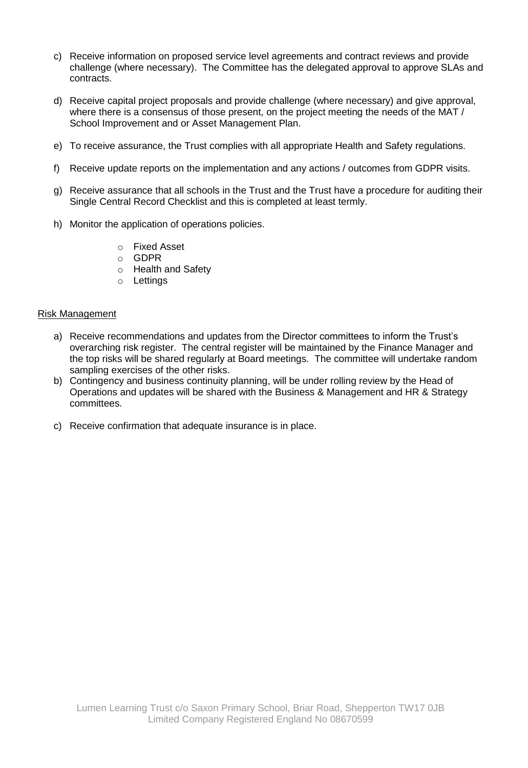c) Receive information on proposed service level agreements and contract reviews and provide challenge (where necessary). The Committee has the delegated approval to approve SLAs and contracts.

d) Receive capital project proposals and provide challenge (where necessary) and give approval, where there is a consensus of those present, on the project meeting the needs of the MAT / School Improvement and or Asset Management Plan.

e) To receive assurance, the Trust complies with all appropriate Health and Safety regulations.

f) Receive update reports on the implementation and any actions / outcomes from GDPR visits.

g) Receive assurance that all schools in the Trust and the Trust have a procedure for auditing their Single Central Record Checklist and this is completed at least termly.

h) Monitor the application of operations policies.

   - Fixed Asset
   - GDPR
   - Health and Safety
   - Lettings

<u>Risk Management</u>

a) Receive recommendations and updates from the Director committees to inform the Trust's overarching risk register. The central register will be maintained by the Finance Manager and the top risks will be shared regularly at Board meetings. The committee will undertake random sampling exercises of the other risks.

b) Contingency and business continuity planning, will be under rolling review by the Head of Operations and updates will be shared with the Business & Management and HR & Strategy committees.

c) Receive confirmation that adequate insurance is in place.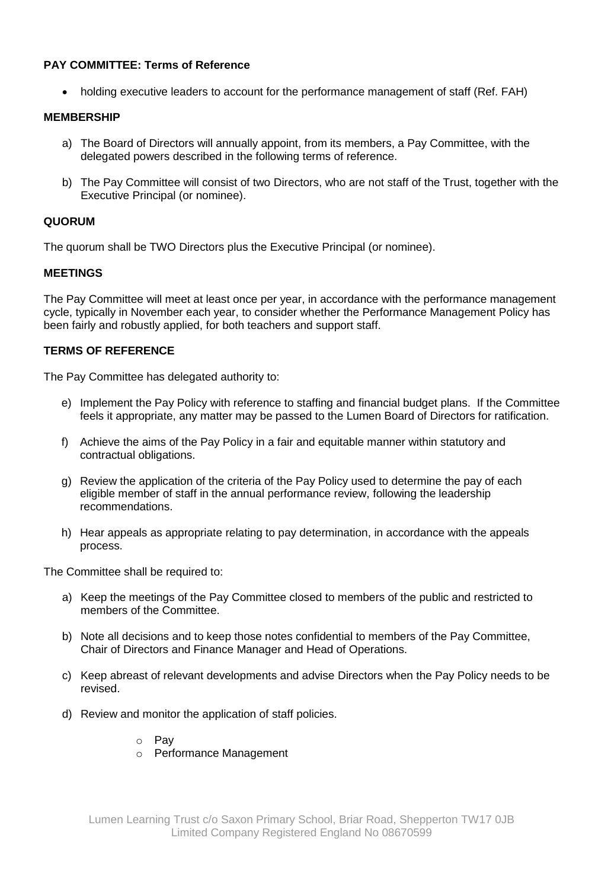**PAY COMMITTEE: Terms of Reference**

- holding executive leaders to account for the performance management of staff (Ref. FAH)

**MEMBERSHIP**

a) The Board of Directors will annually appoint, from its members, a Pay Committee, with the delegated powers described in the following terms of reference.

b) The Pay Committee will consist of two Directors, who are not staff of the Trust, together with the Executive Principal (or nominee).

**QUORUM**

The quorum shall be TWO Directors plus the Executive Principal (or nominee).

**MEETINGS**

The Pay Committee will meet at least once per year, in accordance with the performance management cycle, typically in November each year, to consider whether the Performance Management Policy has been fairly and robustly applied, for both teachers and support staff.

**TERMS OF REFERENCE**

The Pay Committee has delegated authority to:

e) Implement the Pay Policy with reference to staffing and financial budget plans. If the Committee feels it appropriate, any matter may be passed to the Lumen Board of Directors for ratification.

f) Achieve the aims of the Pay Policy in a fair and equitable manner within statutory and contractual obligations.

g) Review the application of the criteria of the Pay Policy used to determine the pay of each eligible member of staff in the annual performance review, following the leadership recommendations.

h) Hear appeals as appropriate relating to pay determination, in accordance with the appeals process.

The Committee shall be required to:

a) Keep the meetings of the Pay Committee closed to members of the public and restricted to members of the Committee.

b) Note all decisions and to keep those notes confidential to members of the Pay Committee, Chair of Directors and Finance Manager and Head of Operations.

c) Keep abreast of relevant developments and advise Directors when the Pay Policy needs to be revised.

d) Review and monitor the application of staff policies.

   - Pay
   - Performance Management

Lumen Learning Trust c/o Saxon Primary School, Briar Road, Shepperton TW17 0JB
Limited Company Registered England No 08670599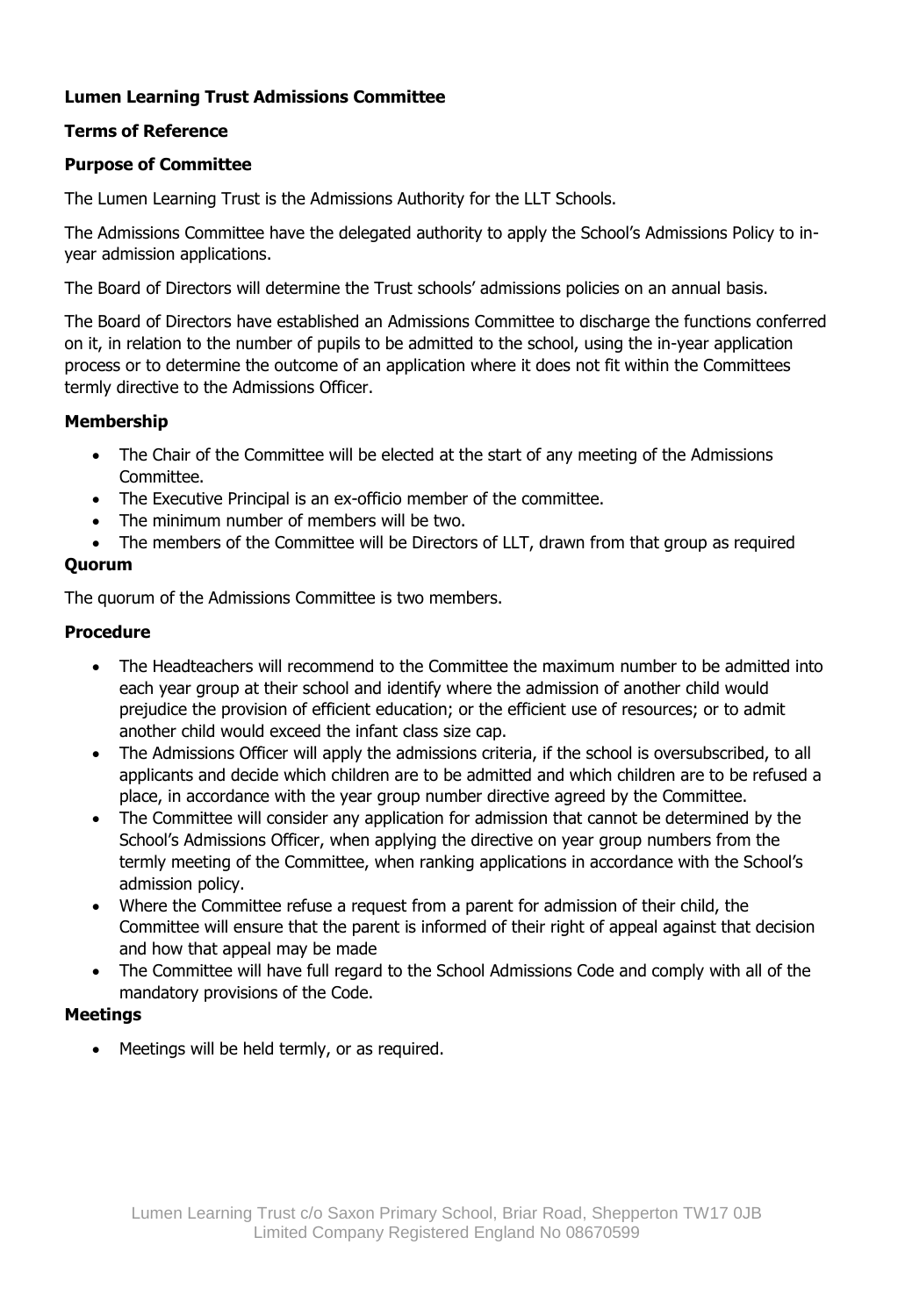**Lumen Learning Trust Admissions Committee**

**Terms of Reference**

**Purpose of Committee**

The Lumen Learning Trust is the Admissions Authority for the LLT Schools.

The Admissions Committee have the delegated authority to apply the School's Admissions Policy to in-year admission applications.

The Board of Directors will determine the Trust schools' admissions policies on an annual basis.

The Board of Directors have established an Admissions Committee to discharge the functions conferred on it, in relation to the number of pupils to be admitted to the school, using the in-year application process or to determine the outcome of an application where it does not fit within the Committees termly directive to the Admissions Officer.

**Membership**

- The Chair of the Committee will be elected at the start of any meeting of the Admissions Committee.
- The Executive Principal is an ex-officio member of the committee.
- The minimum number of members will be two.
- The members of the Committee will be Directors of LLT, drawn from that group as required

**Quorum**

The quorum of the Admissions Committee is two members.

**Procedure**

- The Headteachers will recommend to the Committee the maximum number to be admitted into each year group at their school and identify where the admission of another child would prejudice the provision of efficient education; or the efficient use of resources; or to admit another child would exceed the infant class size cap.
- The Admissions Officer will apply the admissions criteria, if the school is oversubscribed, to all applicants and decide which children are to be admitted and which children are to be refused a place, in accordance with the year group number directive agreed by the Committee.
- The Committee will consider any application for admission that cannot be determined by the School's Admissions Officer, when applying the directive on year group numbers from the termly meeting of the Committee, when ranking applications in accordance with the School's admission policy.
- Where the Committee refuse a request from a parent for admission of their child, the Committee will ensure that the parent is informed of their right of appeal against that decision and how that appeal may be made
- The Committee will have full regard to the School Admissions Code and comply with all of the mandatory provisions of the Code.

**Meetings**

- Meetings will be held termly, or as required.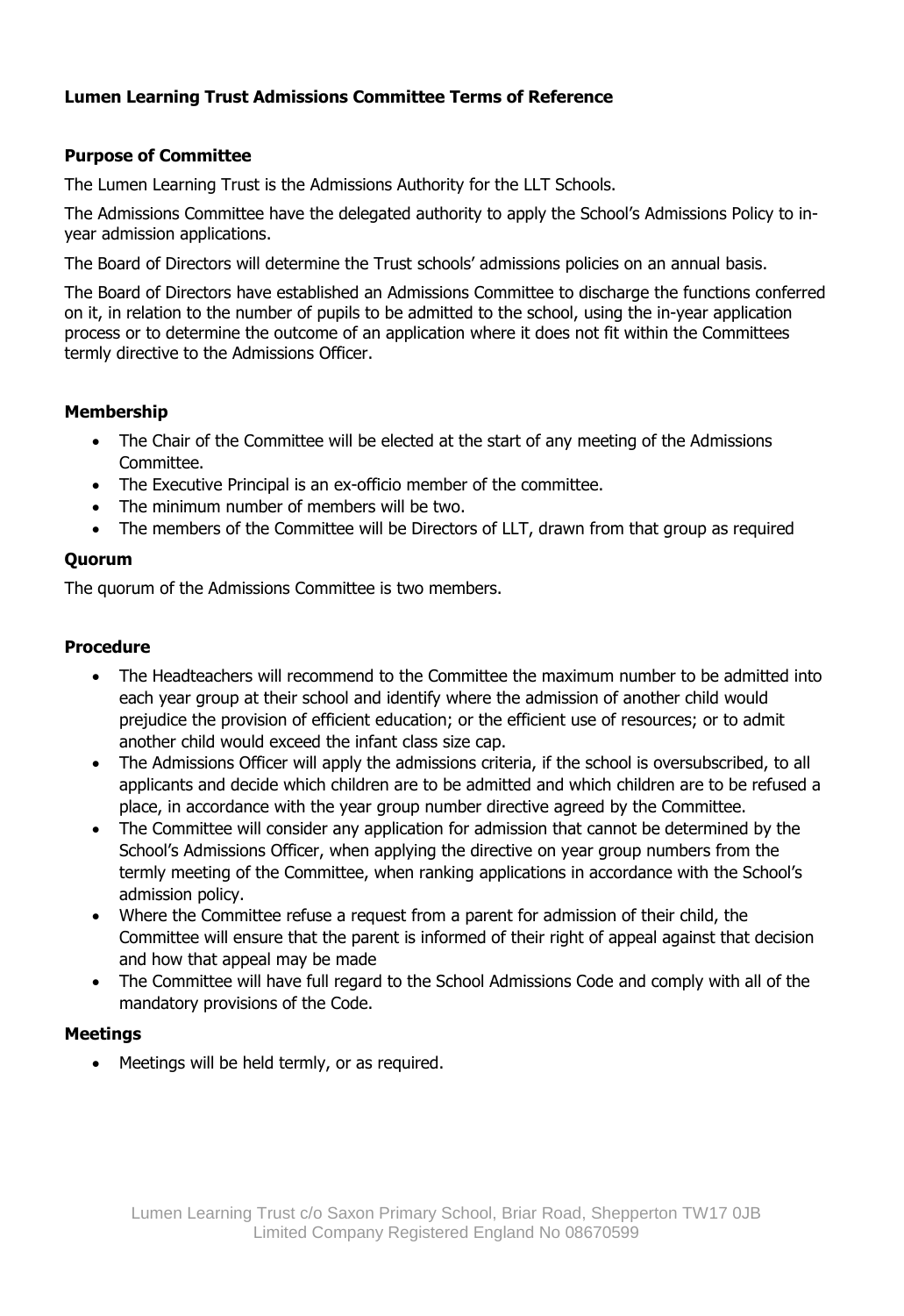**Lumen Learning Trust Admissions Committee Terms of Reference**

**Purpose of Committee**

The Lumen Learning Trust is the Admissions Authority for the LLT Schools.

The Admissions Committee have the delegated authority to apply the School's Admissions Policy to in-year admission applications.

The Board of Directors will determine the Trust schools' admissions policies on an annual basis.

The Board of Directors have established an Admissions Committee to discharge the functions conferred on it, in relation to the number of pupils to be admitted to the school, using the in-year application process or to determine the outcome of an application where it does not fit within the Committees termly directive to the Admissions Officer.

**Membership**

- The Chair of the Committee will be elected at the start of any meeting of the Admissions Committee.
- The Executive Principal is an ex-officio member of the committee.
- The minimum number of members will be two.
- The members of the Committee will be Directors of LLT, drawn from that group as required

**Quorum**

The quorum of the Admissions Committee is two members.

**Procedure**

- The Headteachers will recommend to the Committee the maximum number to be admitted into each year group at their school and identify where the admission of another child would prejudice the provision of efficient education; or the efficient use of resources; or to admit another child would exceed the infant class size cap.
- The Admissions Officer will apply the admissions criteria, if the school is oversubscribed, to all applicants and decide which children are to be admitted and which children are to be refused a place, in accordance with the year group number directive agreed by the Committee.
- The Committee will consider any application for admission that cannot be determined by the School's Admissions Officer, when applying the directive on year group numbers from the termly meeting of the Committee, when ranking applications in accordance with the School's admission policy.
- Where the Committee refuse a request from a parent for admission of their child, the Committee will ensure that the parent is informed of their right of appeal against that decision and how that appeal may be made
- The Committee will have full regard to the School Admissions Code and comply with all of the mandatory provisions of the Code.

**Meetings**

- Meetings will be held termly, or as required.